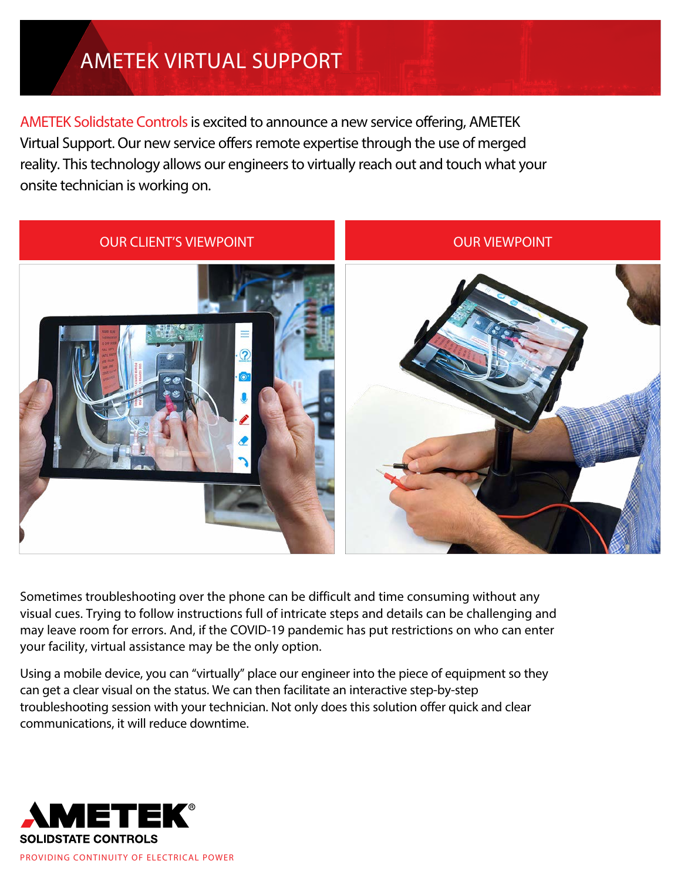# AMETEK VIRTUAL SUPPORT

AMETEK Solidstate Controls is excited to announce a new service offering, AMETEK Virtual Support. Our new service offers remote expertise through the use of merged reality. This technology allows our engineers to virtually reach out and touch what your onsite technician is working on.

| OUR CLIENT'S VIEWPOINT | OUR VIEWPOINT |
| --- | --- |

Sometimes troubleshooting over the phone can be difficult and time consuming without any visual cues. Trying to follow instructions full of intricate steps and details can be challenging and may leave room for errors. And, if the COVID-19 pandemic has put restrictions on who can enter your facility, virtual assistance may be the only option.

Using a mobile device, you can "virtually" place our engineer into the piece of equipment so they can get a clear visual on the status. We can then facilitate an interactive step-by-step troubleshooting session with your technician. Not only does this solution offer quick and clear communications, it will reduce downtime.

**AMETEK®**
**SOLIDSTATE CONTROLS**
PROVIDING CONTINUITY OF ELECTRICAL POWER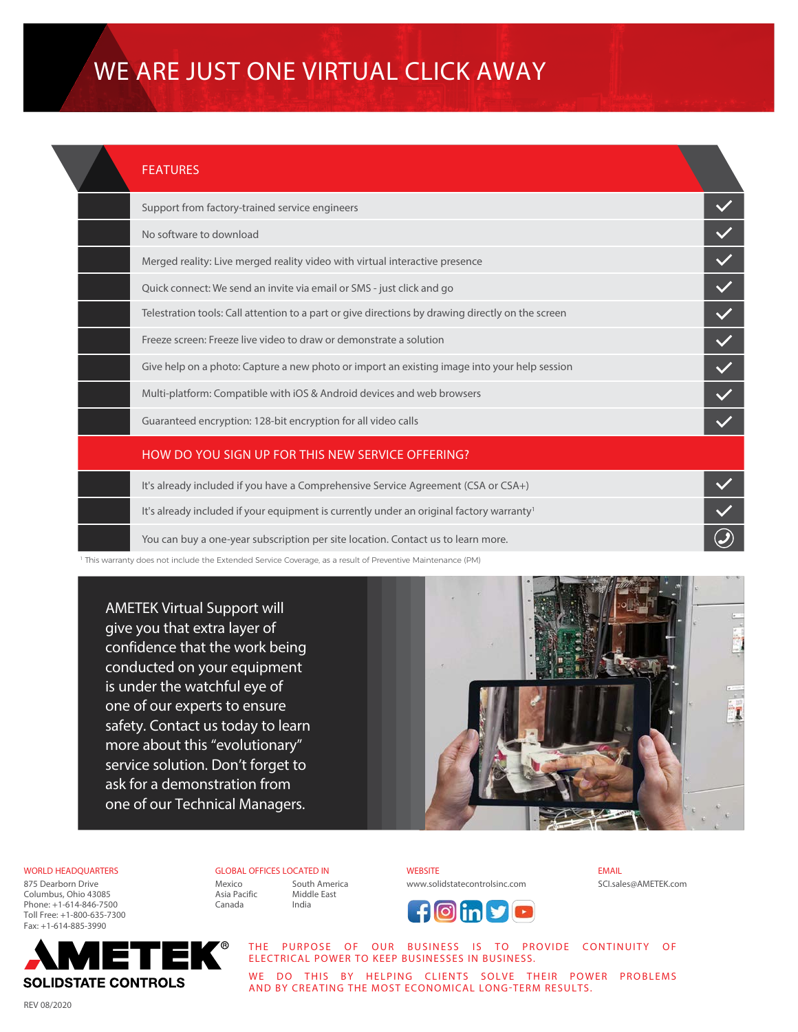# WE ARE JUST ONE VIRTUAL CLICK AWAY

## FEATURES

- Support from factory-trained service engineers ✓
- No software to download ✓
- Merged reality: Live merged reality video with virtual interactive presence ✓
- Quick connect: We send an invite via email or SMS - just click and go ✓
- Telestration tools: Call attention to a part or give directions by drawing directly on the screen ✓
- Freeze screen: Freeze live video to draw or demonstrate a solution ✓
- Give help on a photo: Capture a new photo or import an existing image into your help session ✓
- Multi-platform: Compatible with iOS & Android devices and web browsers ✓
- Guaranteed encryption: 128-bit encryption for all video calls ✓

## HOW DO YOU SIGN UP FOR THIS NEW SERVICE OFFERING?

- It's already included if you have a Comprehensive Service Agreement (CSA or CSA+) ✓
- It's already included if your equipment is currently under an original factory warranty[1] ✓
- You can buy a one-year subscription per site location. Contact us to learn more.

[1] This warranty does not include the Extended Service Coverage, as a result of Preventive Maintenance (PM)

AMETEK Virtual Support will give you that extra layer of confidence that the work being conducted on your equipment is under the watchful eye of one of our experts to ensure safety. Contact us today to learn more about this "evolutionary" service solution. Don't forget to ask for a demonstration from one of our Technical Managers.

**WORLD HEADQUARTERS**
875 Dearborn Drive
Columbus, Ohio 43085
Phone: +1-614-846-7500
Toll Free: +1-800-635-7300
Fax: +1-614-885-3990

**GLOBAL OFFICES LOCATED IN**
Mexico
Asia Pacific
Canada
South America
Middle East
India

**WEBSITE**
www.solidstatecontrolsinc.com

**EMAIL**
SCI.sales@AMETEK.com

**AMETEK® SOLIDSTATE CONTROLS**

THE PURPOSE OF OUR BUSINESS IS TO PROVIDE CONTINUITY OF ELECTRICAL POWER TO KEEP BUSINESSES IN BUSINESS.

WE DO THIS BY HELPING CLIENTS SOLVE THEIR POWER PROBLEMS AND BY CREATING THE MOST ECONOMICAL LONG-TERM RESULTS.

REV 08/2020